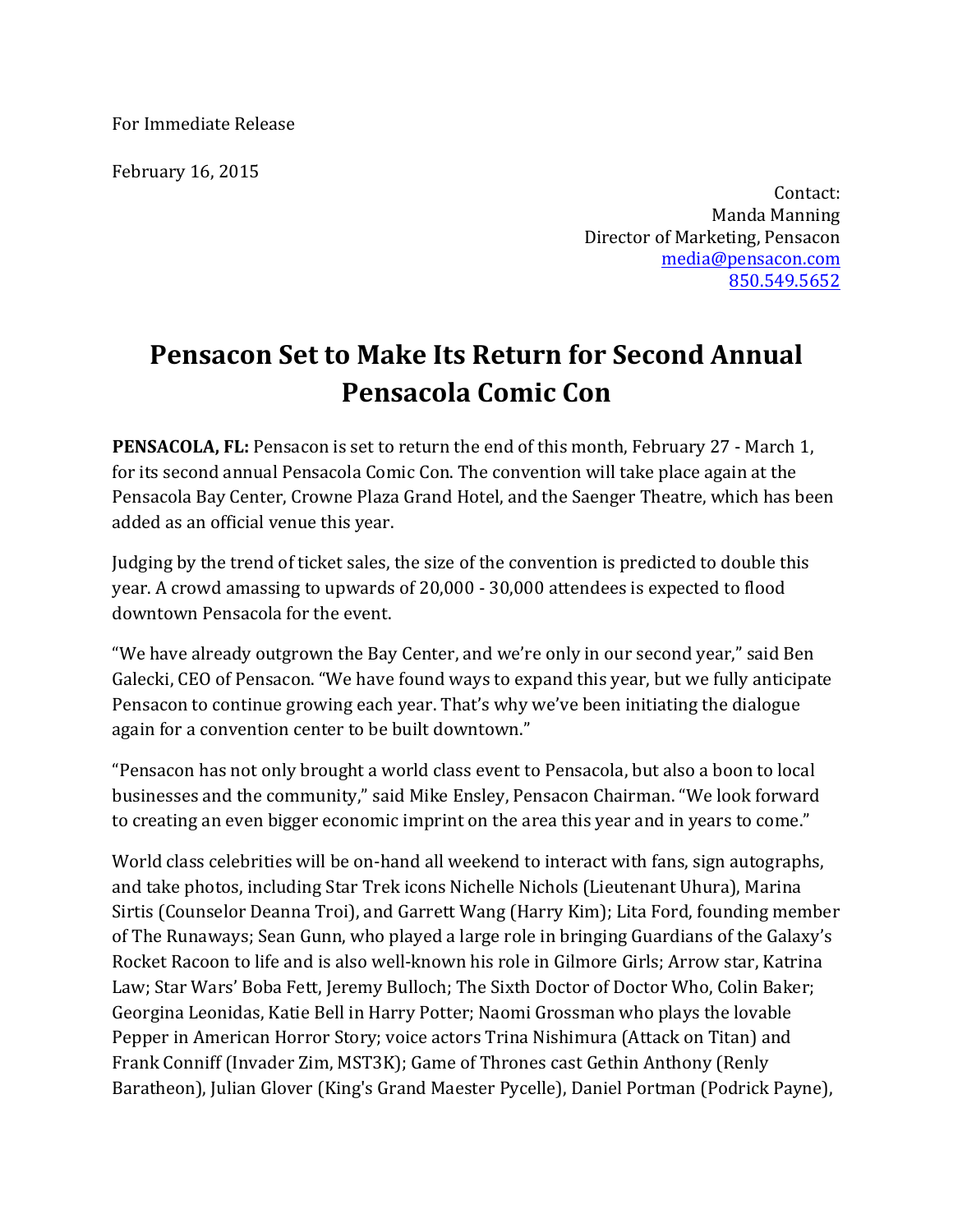For Immediate Release

February 16, 2015

Contact:
Manda Manning
Director of Marketing, Pensacon
media@pensacon.com
850.549.5652

# Pensacon Set to Make Its Return for Second Annual Pensacola Comic Con

**PENSACOLA, FL:** Pensacon is set to return the end of this month, February 27 - March 1, for its second annual Pensacola Comic Con. The convention will take place again at the Pensacola Bay Center, Crowne Plaza Grand Hotel, and the Saenger Theatre, which has been added as an official venue this year.

Judging by the trend of ticket sales, the size of the convention is predicted to double this year. A crowd amassing to upwards of 20,000 - 30,000 attendees is expected to flood downtown Pensacola for the event.

"We have already outgrown the Bay Center, and we're only in our second year," said Ben Galecki, CEO of Pensacon. "We have found ways to expand this year, but we fully anticipate Pensacon to continue growing each year. That's why we've been initiating the dialogue again for a convention center to be built downtown."

"Pensacon has not only brought a world class event to Pensacola, but also a boon to local businesses and the community," said Mike Ensley, Pensacon Chairman. "We look forward to creating an even bigger economic imprint on the area this year and in years to come."

World class celebrities will be on-hand all weekend to interact with fans, sign autographs, and take photos, including Star Trek icons Nichelle Nichols (Lieutenant Uhura), Marina Sirtis (Counselor Deanna Troi), and Garrett Wang (Harry Kim); Lita Ford, founding member of The Runaways; Sean Gunn, who played a large role in bringing Guardians of the Galaxy's Rocket Racoon to life and is also well-known his role in Gilmore Girls; Arrow star, Katrina Law; Star Wars' Boba Fett, Jeremy Bulloch; The Sixth Doctor of Doctor Who, Colin Baker; Georgina Leonidas, Katie Bell in Harry Potter; Naomi Grossman who plays the lovable Pepper in American Horror Story; voice actors Trina Nishimura (Attack on Titan) and Frank Conniff (Invader Zim, MST3K); Game of Thrones cast Gethin Anthony (Renly Baratheon), Julian Glover (King's Grand Maester Pycelle), Daniel Portman (Podrick Payne),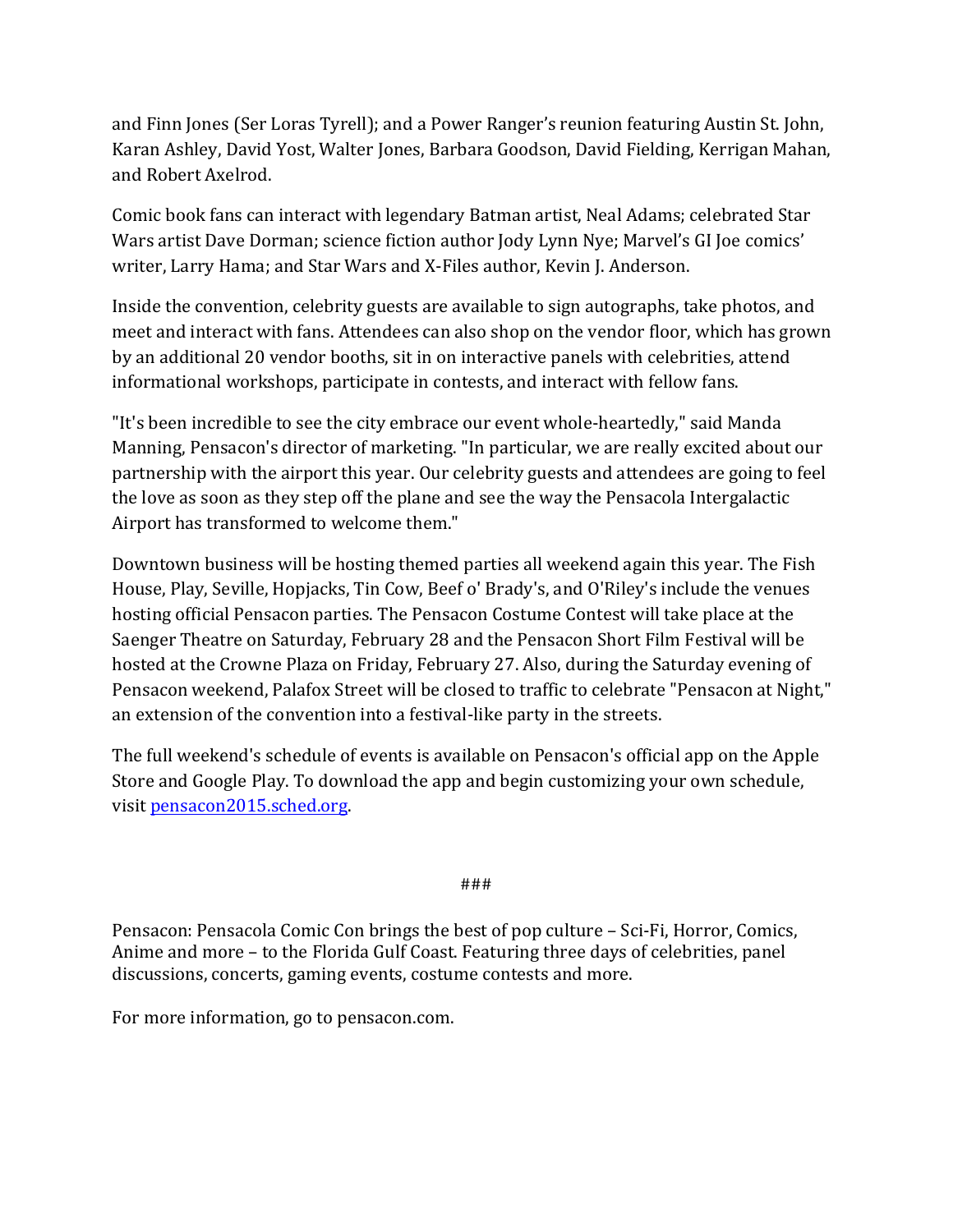and Finn Jones (Ser Loras Tyrell); and a Power Ranger's reunion featuring Austin St. John, Karan Ashley, David Yost, Walter Jones, Barbara Goodson, David Fielding, Kerrigan Mahan, and Robert Axelrod.

Comic book fans can interact with legendary Batman artist, Neal Adams; celebrated Star Wars artist Dave Dorman; science fiction author Jody Lynn Nye; Marvel's GI Joe comics' writer, Larry Hama; and Star Wars and X-Files author, Kevin J. Anderson.

Inside the convention, celebrity guests are available to sign autographs, take photos, and meet and interact with fans. Attendees can also shop on the vendor floor, which has grown by an additional 20 vendor booths, sit in on interactive panels with celebrities, attend informational workshops, participate in contests, and interact with fellow fans.

"It's been incredible to see the city embrace our event whole-heartedly," said Manda Manning, Pensacon's director of marketing. "In particular, we are really excited about our partnership with the airport this year. Our celebrity guests and attendees are going to feel the love as soon as they step off the plane and see the way the Pensacola Intergalactic Airport has transformed to welcome them."

Downtown business will be hosting themed parties all weekend again this year. The Fish House, Play, Seville, Hopjacks, Tin Cow, Beef o' Brady's, and O'Riley's include the venues hosting official Pensacon parties. The Pensacon Costume Contest will take place at the Saenger Theatre on Saturday, February 28 and the Pensacon Short Film Festival will be hosted at the Crowne Plaza on Friday, February 27. Also, during the Saturday evening of Pensacon weekend, Palafox Street will be closed to traffic to celebrate "Pensacon at Night," an extension of the convention into a festival-like party in the streets.

The full weekend's schedule of events is available on Pensacon's official app on the Apple Store and Google Play. To download the app and begin customizing your own schedule, visit [pensacon2015.sched.org](pensacon2015.sched.org).

###

Pensacon: Pensacola Comic Con brings the best of pop culture – Sci-Fi, Horror, Comics, Anime and more – to the Florida Gulf Coast. Featuring three days of celebrities, panel discussions, concerts, gaming events, costume contests and more.

For more information, go to pensacon.com.